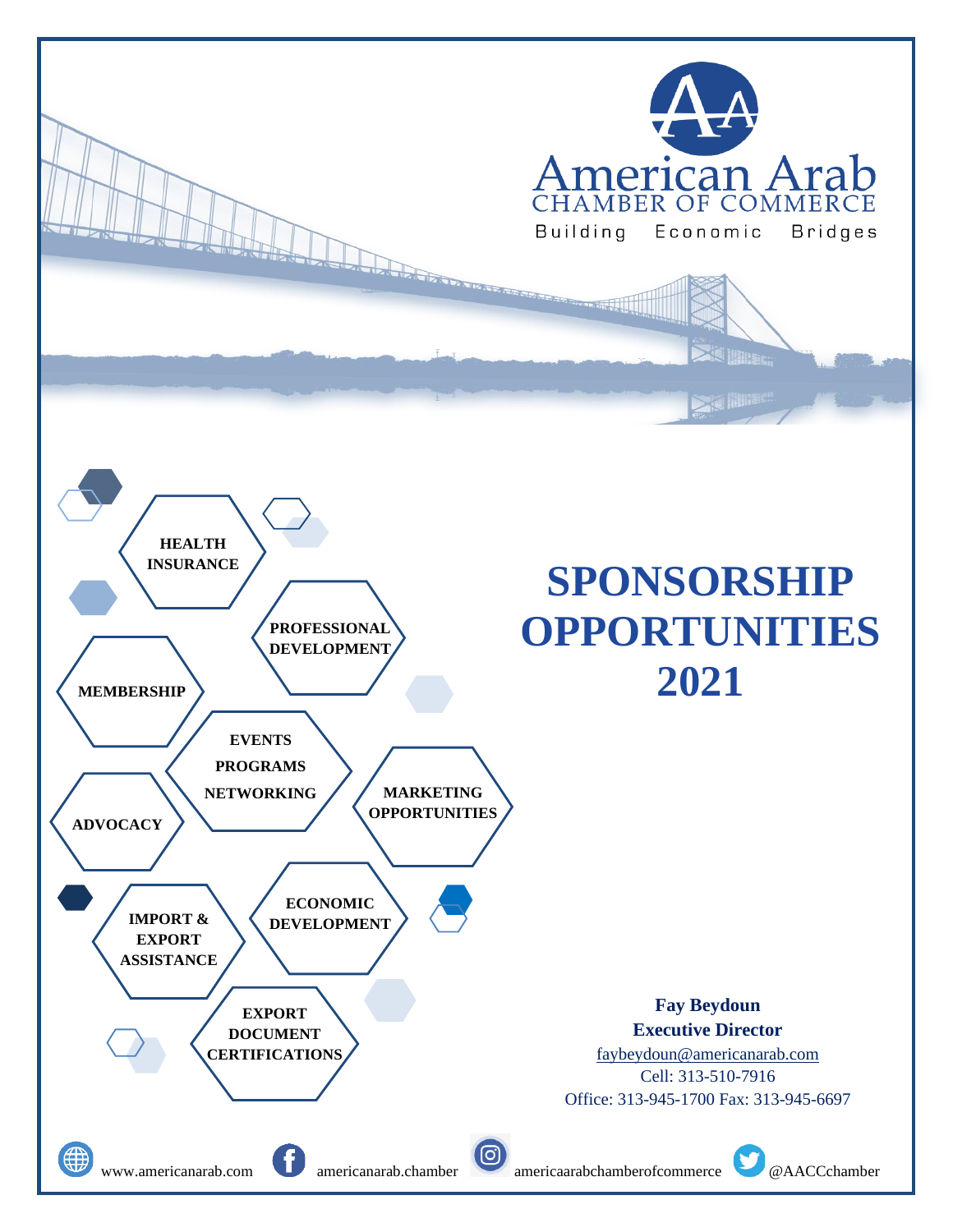# American Arab
## CHAMBER OF COMMERCE

Building Economic Bridges

- HEALTH INSURANCE
- PROFESSIONAL DEVELOPMENT
- MEMBERSHIP
- EVENTS PROGRAMS NETWORKING
- ADVOCACY
- MARKETING OPPORTUNITIES
- IMPORT & EXPORT ASSISTANCE
- ECONOMIC DEVELOPMENT
- EXPORT DOCUMENT CERTIFICATIONS

# SPONSORSHIP OPPORTUNITIES 2021

**Fay Beydoun**
**Executive Director**
faybeydoun@americanarab.com
Cell: 313-510-7916
Office: 313-945-1700 Fax: 313-945-6697

www.americanarab.com americanarab.chamber americaarabchamberofcommerce @AACCchamber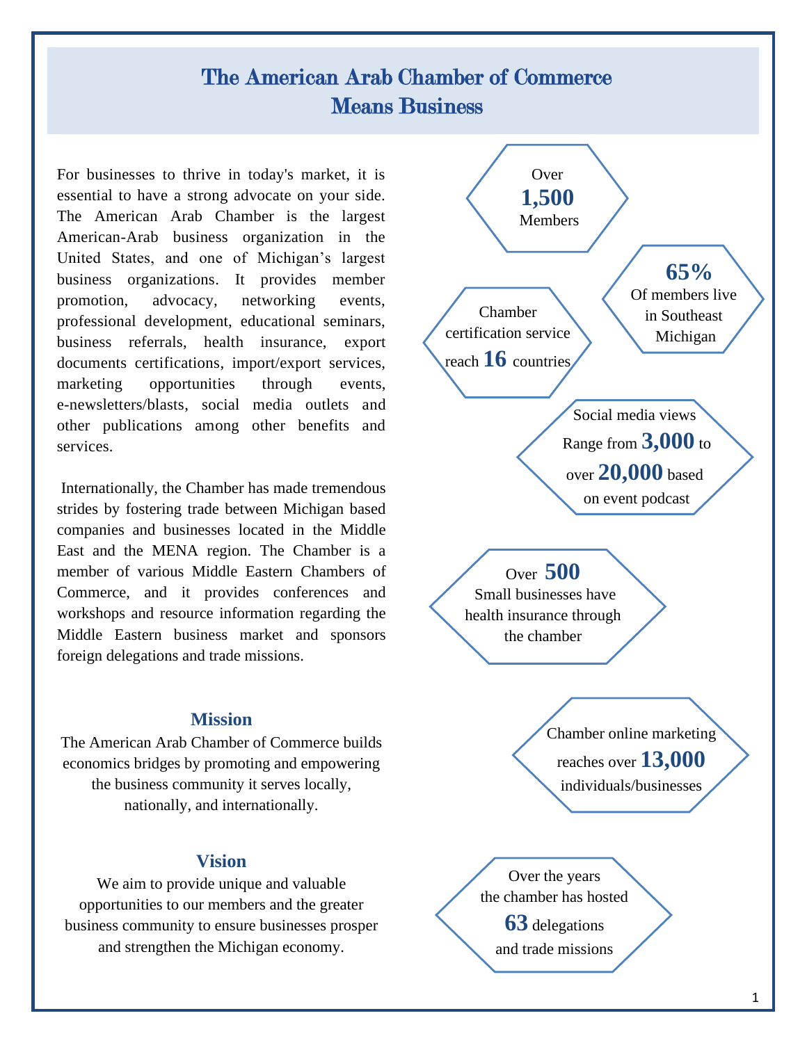# The American Arab Chamber of Commerce Means Business

For businesses to thrive in today's market, it is essential to have a strong advocate on your side. The American Arab Chamber is the largest American-Arab business organization in the United States, and one of Michigan's largest business organizations. It provides member promotion, advocacy, networking events, professional development, educational seminars, business referrals, health insurance, export documents certifications, import/export services, marketing opportunities through events, e-newsletters/blasts, social media outlets and other publications among other benefits and services.

Internationally, the Chamber has made tremendous strides by fostering trade between Michigan based companies and businesses located in the Middle East and the MENA region. The Chamber is a member of various Middle Eastern Chambers of Commerce, and it provides conferences and workshops and resource information regarding the Middle Eastern business market and sponsors foreign delegations and trade missions.

### Mission

The American Arab Chamber of Commerce builds economics bridges by promoting and empowering the business community it serves locally, nationally, and internationally.

### Vision

We aim to provide unique and valuable opportunities to our members and the greater business community to ensure businesses prosper and strengthen the Michigan economy.

Over **1,500** Members

**65%** Of members live in Southeast Michigan

Chamber certification service reach **16** countries

Social media views Range from **3,000** to over **20,000** based on event podcast

Over **500** Small businesses have health insurance through the chamber

Chamber online marketing reaches over **13,000** individuals/businesses

Over the years the chamber has hosted **63** delegations and trade missions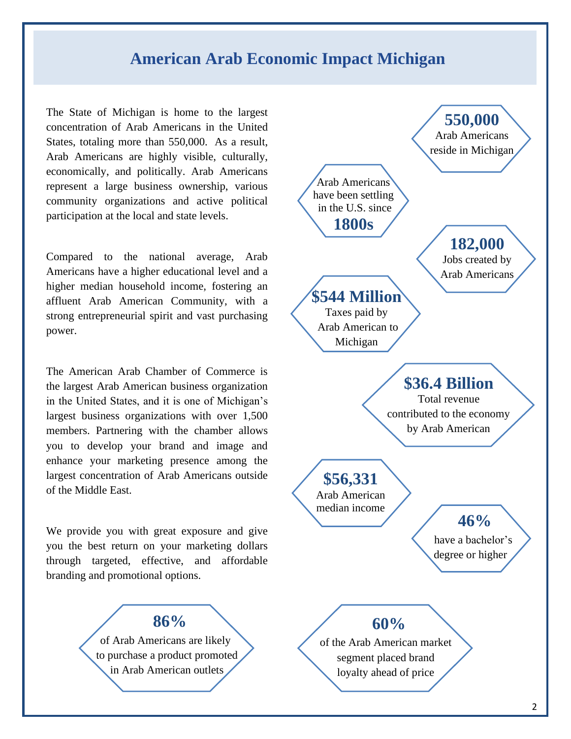# American Arab Economic Impact Michigan

The State of Michigan is home to the largest concentration of Arab Americans in the United States, totaling more than 550,000. As a result, Arab Americans are highly visible, culturally, economically, and politically. Arab Americans represent a large business ownership, various community organizations and active political participation at the local and state levels.

Compared to the national average, Arab Americans have a higher educational level and a higher median household income, fostering an affluent Arab American Community, with a strong entrepreneurial spirit and vast purchasing power.

The American Arab Chamber of Commerce is the largest Arab American business organization in the United States, and it is one of Michigan's largest business organizations with over 1,500 members. Partnering with the chamber allows you to develop your brand and image and enhance your marketing presence among the largest concentration of Arab Americans outside of the Middle East.

We provide you with great exposure and give you the best return on your marketing dollars through targeted, effective, and affordable branding and promotional options.

**550,000**
Arab Americans reside in Michigan

Arab Americans have been settling in the U.S. since
**1800s**

**182,000**
Jobs created by Arab Americans

**$544 Million**
Taxes paid by Arab American to Michigan

**$36.4 Billion**
Total revenue contributed to the economy by Arab American

**$56,331**
Arab American median income

**46%**
have a bachelor's degree or higher

**86%**
of Arab Americans are likely to purchase a product promoted in Arab American outlets

**60%**
of the Arab American market segment placed brand loyalty ahead of price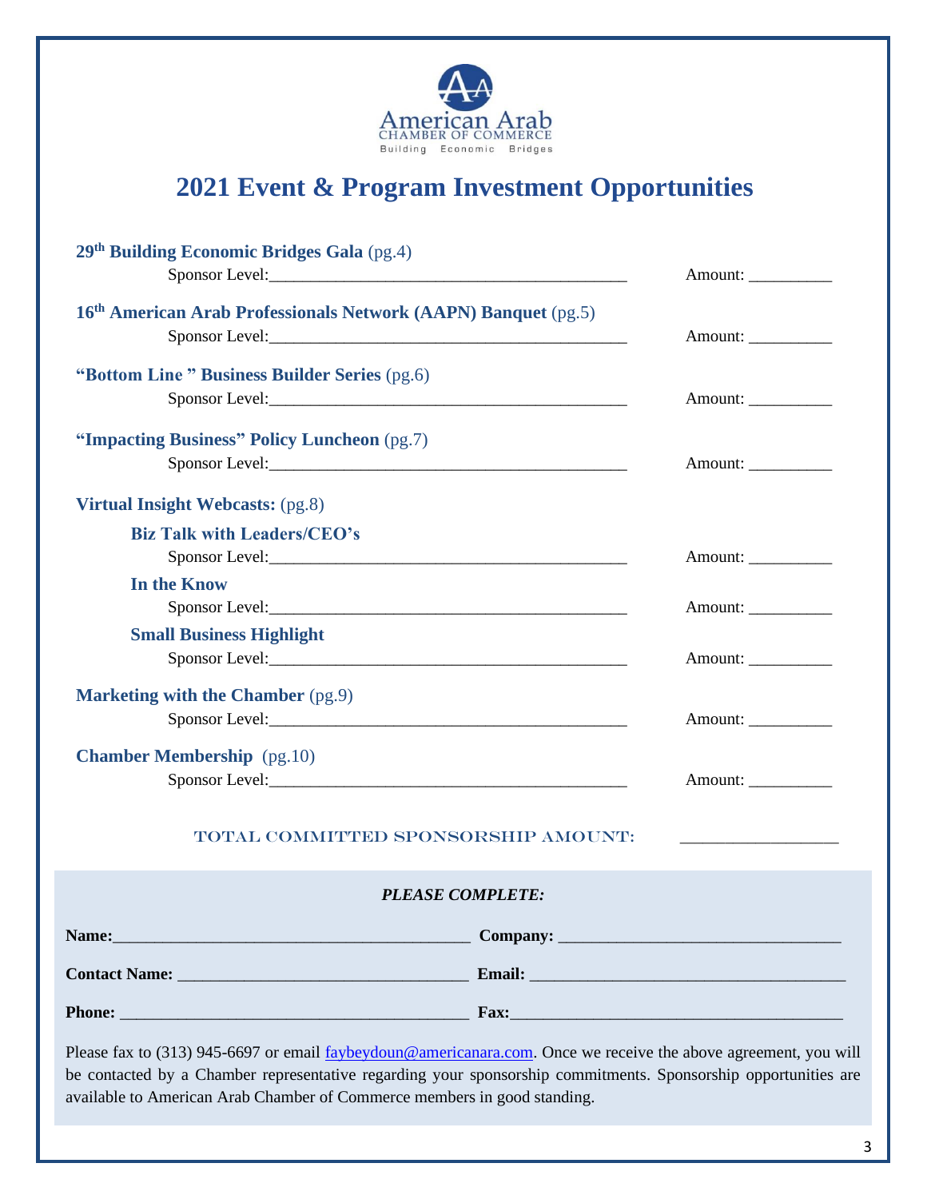American Arab
CHAMBER OF COMMERCE
Building Economic Bridges

# 2021 Event & Program Investment Opportunities

**29th Building Economic Bridges Gala** (pg.4)
Sponsor Level:_____________________________________________ Amount: __________

**16th American Arab Professionals Network (AAPN) Banquet** (pg.5)
Sponsor Level:_____________________________________________ Amount: __________

**"Bottom Line " Business Builder Series** (pg.6)
Sponsor Level:_____________________________________________ Amount: __________

**"Impacting Business" Policy Luncheon** (pg.7)
Sponsor Level:_____________________________________________ Amount: __________

**Virtual Insight Webcasts:** (pg.8)

**Biz Talk with Leaders/CEO's**
Sponsor Level:_____________________________________________ Amount: __________

**In the Know**
Sponsor Level:_____________________________________________ Amount: __________

**Small Business Highlight**
Sponsor Level:_____________________________________________ Amount: __________

**Marketing with the Chamber** (pg.9)
Sponsor Level:_____________________________________________ Amount: __________

**Chamber Membership** (pg.10)
Sponsor Level:_____________________________________________ Amount: __________

TOTAL COMMITTED SPONSORSHIP AMOUNT: __________________

***PLEASE COMPLETE:***

**Name:**_____________________________________________ **Company:** __________________________________

**Contact Name:** ___________________________________ **Email:** ______________________________________

**Phone:** __________________________________________ **Fax:**________________________________________

Please fax to (313) 945-6697 or email faybeydoun@americanara.com. Once we receive the above agreement, you will be contacted by a Chamber representative regarding your sponsorship commitments. Sponsorship opportunities are available to American Arab Chamber of Commerce members in good standing.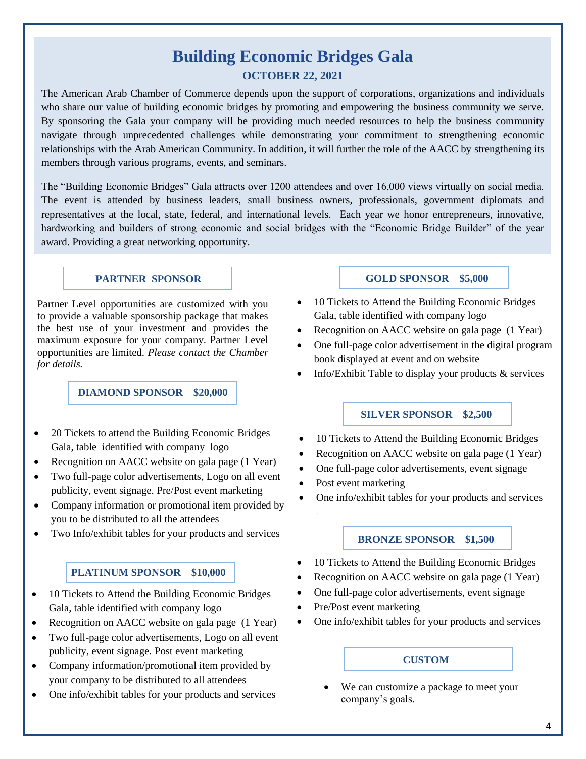# Building Economic Bridges Gala

**OCTOBER 22, 2021**

The American Arab Chamber of Commerce depends upon the support of corporations, organizations and individuals who share our value of building economic bridges by promoting and empowering the business community we serve. By sponsoring the Gala your company will be providing much needed resources to help the business community navigate through unprecedented challenges while demonstrating your commitment to strengthening economic relationships with the Arab American Community. In addition, it will further the role of the AACC by strengthening its members through various programs, events, and seminars.

The "Building Economic Bridges" Gala attracts over 1200 attendees and over 16,000 views virtually on social media. The event is attended by business leaders, small business owners, professionals, government diplomats and representatives at the local, state, federal, and international levels. Each year we honor entrepreneurs, innovative, hardworking and builders of strong economic and social bridges with the "Economic Bridge Builder" of the year award. Providing a great networking opportunity.

### PARTNER SPONSOR

Partner Level opportunities are customized with you to provide a valuable sponsorship package that makes the best use of your investment and provides the maximum exposure for your company. Partner Level opportunities are limited. *Please contact the Chamber for details.*

### DIAMOND SPONSOR $20,000

- 20 Tickets to attend the Building Economic Bridges Gala, table identified with company logo
- Recognition on AACC website on gala page (1 Year)
- Two full-page color advertisements, Logo on all event publicity, event signage. Pre/Post event marketing
- Company information or promotional item provided by you to be distributed to all the attendees
- Two Info/exhibit tables for your products and services

### PLATINUM SPONSOR $10,000

- 10 Tickets to Attend the Building Economic Bridges Gala, table identified with company logo
- Recognition on AACC website on gala page (1 Year)
- Two full-page color advertisements, Logo on all event publicity, event signage. Post event marketing
- Company information/promotional item provided by your company to be distributed to all attendees
- One info/exhibit tables for your products and services

### GOLD SPONSOR $5,000

- 10 Tickets to Attend the Building Economic Bridges Gala, table identified with company logo
- Recognition on AACC website on gala page (1 Year)
- One full-page color advertisement in the digital program book displayed at event and on website
- Info/Exhibit Table to display your products & services

### SILVER SPONSOR $2,500

- 10 Tickets to Attend the Building Economic Bridges
- Recognition on AACC website on gala page (1 Year)
- One full-page color advertisements, event signage
- Post event marketing
- One info/exhibit tables for your products and services

### BRONZE SPONSOR $1,500

- 10 Tickets to Attend the Building Economic Bridges
- Recognition on AACC website on gala page (1 Year)
- One full-page color advertisements, event signage
- Pre/Post event marketing
- One info/exhibit tables for your products and services

### CUSTOM

- We can customize a package to meet your company's goals.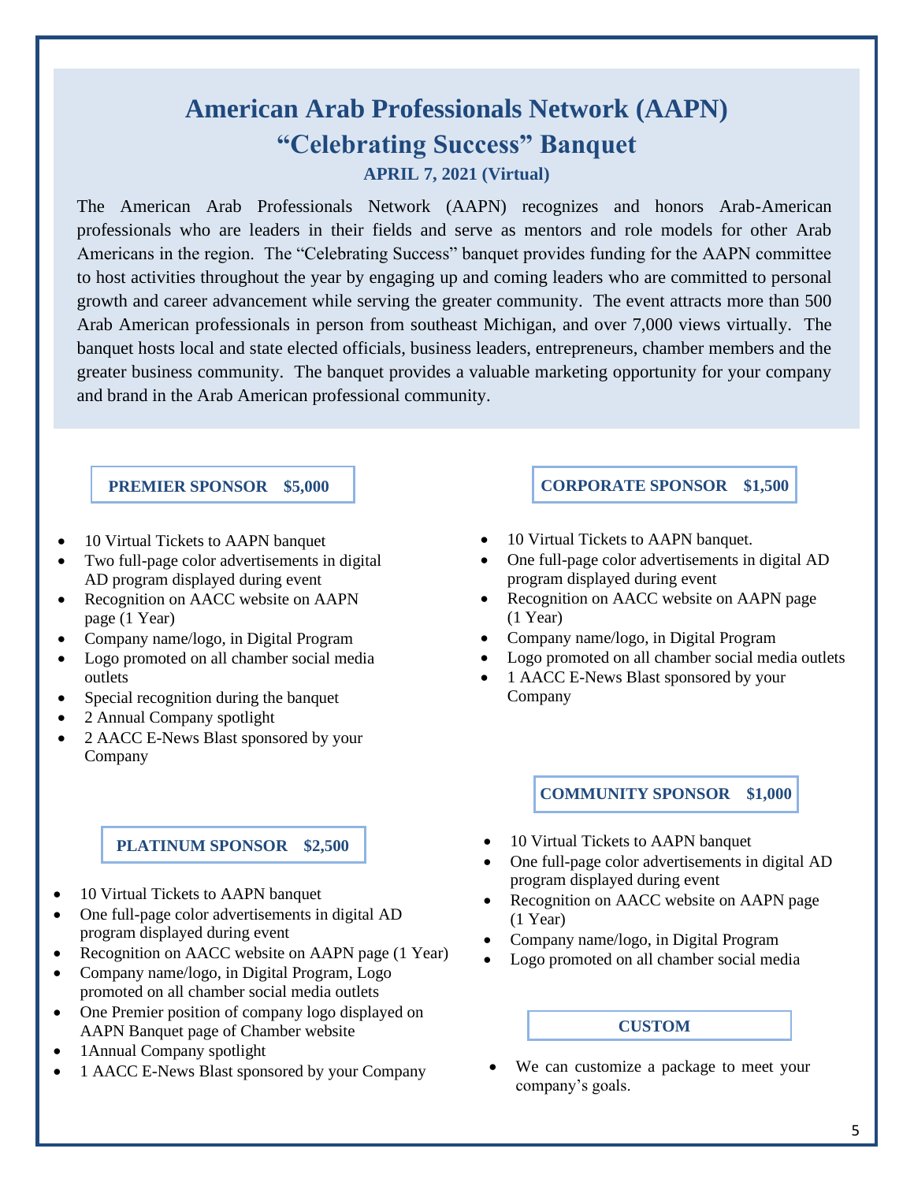# American Arab Professionals Network (AAPN)

# "Celebrating Success" Banquet

### APRIL 7, 2021 (Virtual)

The American Arab Professionals Network (AAPN) recognizes and honors Arab-American professionals who are leaders in their fields and serve as mentors and role models for other Arab Americans in the region. The "Celebrating Success" banquet provides funding for the AAPN committee to host activities throughout the year by engaging up and coming leaders who are committed to personal growth and career advancement while serving the greater community. The event attracts more than 500 Arab American professionals in person from southeast Michigan, and over 7,000 views virtually. The banquet hosts local and state elected officials, business leaders, entrepreneurs, chamber members and the greater business community. The banquet provides a valuable marketing opportunity for your company and brand in the Arab American professional community.

**PREMIER SPONSOR $5,000**

- 10 Virtual Tickets to AAPN banquet
- Two full-page color advertisements in digital AD program displayed during event
- Recognition on AACC website on AAPN page (1 Year)
- Company name/logo, in Digital Program
- Logo promoted on all chamber social media outlets
- Special recognition during the banquet
- 2 Annual Company spotlight
- 2 AACC E-News Blast sponsored by your Company

**PLATINUM SPONSOR $2,500**

- 10 Virtual Tickets to AAPN banquet
- One full-page color advertisements in digital AD program displayed during event
- Recognition on AACC website on AAPN page (1 Year)
- Company name/logo, in Digital Program, Logo promoted on all chamber social media outlets
- One Premier position of company logo displayed on AAPN Banquet page of Chamber website
- 1Annual Company spotlight
- 1 AACC E-News Blast sponsored by your Company

**CORPORATE SPONSOR $1,500**

- 10 Virtual Tickets to AAPN banquet.
- One full-page color advertisements in digital AD program displayed during event
- Recognition on AACC website on AAPN page (1 Year)
- Company name/logo, in Digital Program
- Logo promoted on all chamber social media outlets
- 1 AACC E-News Blast sponsored by your Company

**COMMUNITY SPONSOR $1,000**

- 10 Virtual Tickets to AAPN banquet
- One full-page color advertisements in digital AD program displayed during event
- Recognition on AACC website on AAPN page (1 Year)
- Company name/logo, in Digital Program
- Logo promoted on all chamber social media

**CUSTOM**

- We can customize a package to meet your company's goals.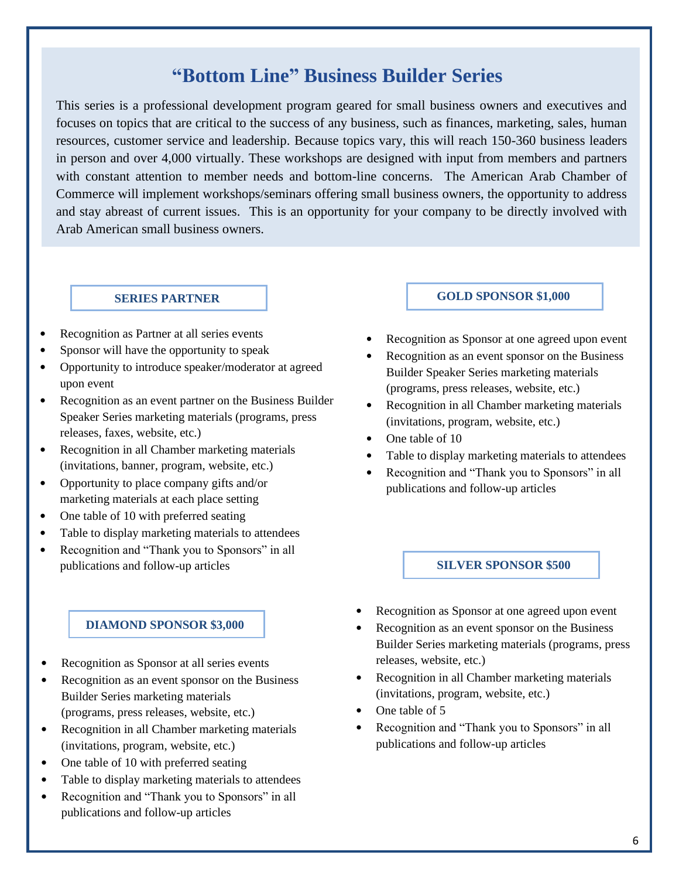# “Bottom Line” Business Builder Series

This series is a professional development program geared for small business owners and executives and focuses on topics that are critical to the success of any business, such as finances, marketing, sales, human resources, customer service and leadership. Because topics vary, this will reach 150-360 business leaders in person and over 4,000 virtually. These workshops are designed with input from members and partners with constant attention to member needs and bottom-line concerns. The American Arab Chamber of Commerce will implement workshops/seminars offering small business owners, the opportunity to address and stay abreast of current issues. This is an opportunity for your company to be directly involved with Arab American small business owners.

### SERIES PARTNER

- Recognition as Partner at all series events
- Sponsor will have the opportunity to speak
- Opportunity to introduce speaker/moderator at agreed upon event
- Recognition as an event partner on the Business Builder Speaker Series marketing materials (programs, press releases, faxes, website, etc.)
- Recognition in all Chamber marketing materials (invitations, banner, program, website, etc.)
- Opportunity to place company gifts and/or marketing materials at each place setting
- One table of 10 with preferred seating
- Table to display marketing materials to attendees
- Recognition and “Thank you to Sponsors” in all publications and follow-up articles

### DIAMOND SPONSOR $3,000

- Recognition as Sponsor at all series events
- Recognition as an event sponsor on the Business Builder Series marketing materials (programs, press releases, website, etc.)
- Recognition in all Chamber marketing materials (invitations, program, website, etc.)
- One table of 10 with preferred seating
- Table to display marketing materials to attendees
- Recognition and “Thank you to Sponsors” in all publications and follow-up articles

### GOLD SPONSOR $1,000

- Recognition as Sponsor at one agreed upon event
- Recognition as an event sponsor on the Business Builder Speaker Series marketing materials (programs, press releases, website, etc.)
- Recognition in all Chamber marketing materials (invitations, program, website, etc.)
- One table of 10
- Table to display marketing materials to attendees
- Recognition and “Thank you to Sponsors” in all publications and follow-up articles

### SILVER SPONSOR $500

- Recognition as Sponsor at one agreed upon event
- Recognition as an event sponsor on the Business Builder Series marketing materials (programs, press releases, website, etc.)
- Recognition in all Chamber marketing materials (invitations, program, website, etc.)
- One table of 5
- Recognition and “Thank you to Sponsors” in all publications and follow-up articles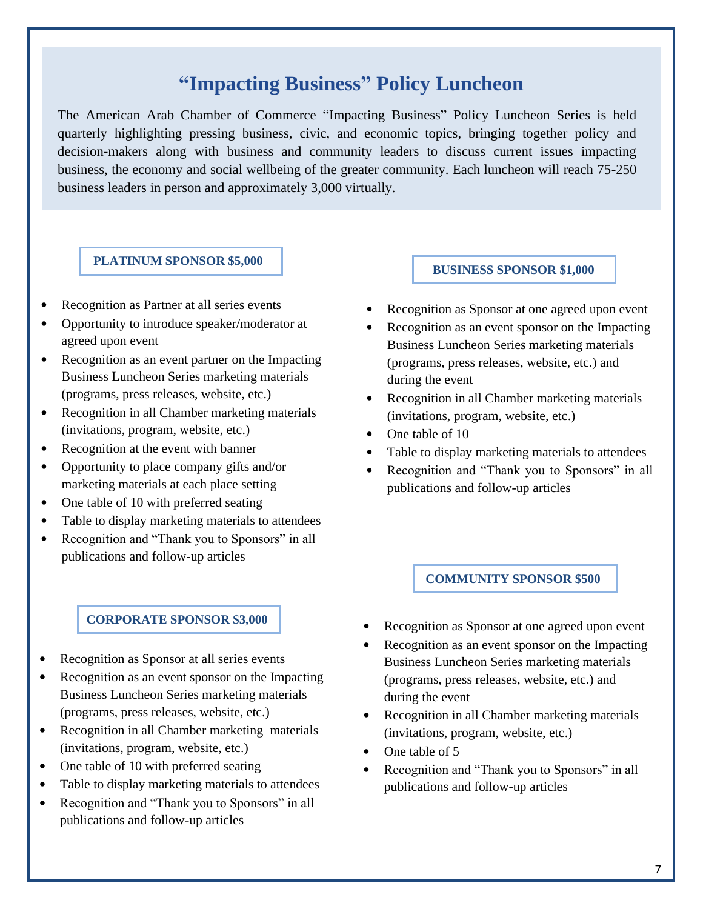# “Impacting Business” Policy Luncheon

The American Arab Chamber of Commerce “Impacting Business” Policy Luncheon Series is held quarterly highlighting pressing business, civic, and economic topics, bringing together policy and decision-makers along with business and community leaders to discuss current issues impacting business, the economy and social wellbeing of the greater community. Each luncheon will reach 75-250 business leaders in person and approximately 3,000 virtually.

### PLATINUM SPONSOR $5,000

- Recognition as Partner at all series events
- Opportunity to introduce speaker/moderator at agreed upon event
- Recognition as an event partner on the Impacting Business Luncheon Series marketing materials (programs, press releases, website, etc.)
- Recognition in all Chamber marketing materials (invitations, program, website, etc.)
- Recognition at the event with banner
- Opportunity to place company gifts and/or marketing materials at each place setting
- One table of 10 with preferred seating
- Table to display marketing materials to attendees
- Recognition and “Thank you to Sponsors” in all publications and follow-up articles

### CORPORATE SPONSOR $3,000

- Recognition as Sponsor at all series events
- Recognition as an event sponsor on the Impacting Business Luncheon Series marketing materials (programs, press releases, website, etc.)
- Recognition in all Chamber marketing materials (invitations, program, website, etc.)
- One table of 10 with preferred seating
- Table to display marketing materials to attendees
- Recognition and “Thank you to Sponsors” in all publications and follow-up articles

### BUSINESS SPONSOR $1,000

- Recognition as Sponsor at one agreed upon event
- Recognition as an event sponsor on the Impacting Business Luncheon Series marketing materials (programs, press releases, website, etc.) and during the event
- Recognition in all Chamber marketing materials (invitations, program, website, etc.)
- One table of 10
- Table to display marketing materials to attendees
- Recognition and “Thank you to Sponsors” in all publications and follow-up articles

### COMMUNITY SPONSOR $500

- Recognition as Sponsor at one agreed upon event
- Recognition as an event sponsor on the Impacting Business Luncheon Series marketing materials (programs, press releases, website, etc.) and during the event
- Recognition in all Chamber marketing materials (invitations, program, website, etc.)
- One table of 5
- Recognition and “Thank you to Sponsors” in all publications and follow-up articles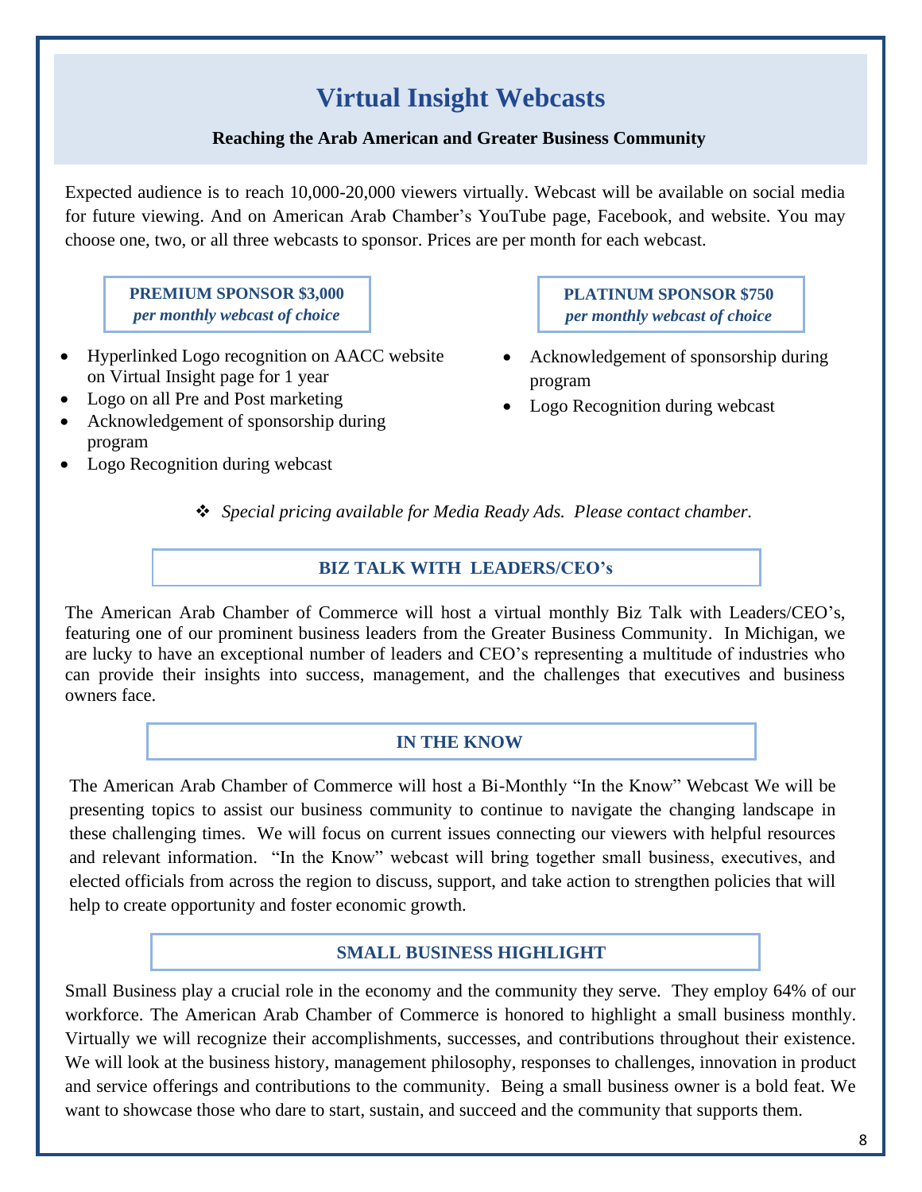# Virtual Insight Webcasts

**Reaching the Arab American and Greater Business Community**

Expected audience is to reach 10,000-20,000 viewers virtually. Webcast will be available on social media for future viewing. And on American Arab Chamber's YouTube page, Facebook, and website. You may choose one, two, or all three webcasts to sponsor. Prices are per month for each webcast.

**PREMIUM SPONSOR $3,000**
***per monthly webcast of choice***

- Hyperlinked Logo recognition on AACC website on Virtual Insight page for 1 year
- Logo on all Pre and Post marketing
- Acknowledgement of sponsorship during program
- Logo Recognition during webcast

**PLATINUM SPONSOR $750**
***per monthly webcast of choice***

- Acknowledgement of sponsorship during program
- Logo Recognition during webcast

❖ *Special pricing available for Media Ready Ads. Please contact chamber.*

## BIZ TALK WITH LEADERS/CEO's

The American Arab Chamber of Commerce will host a virtual monthly Biz Talk with Leaders/CEO's, featuring one of our prominent business leaders from the Greater Business Community. In Michigan, we are lucky to have an exceptional number of leaders and CEO's representing a multitude of industries who can provide their insights into success, management, and the challenges that executives and business owners face.

## IN THE KNOW

The American Arab Chamber of Commerce will host a Bi-Monthly "In the Know" Webcast We will be presenting topics to assist our business community to continue to navigate the changing landscape in these challenging times. We will focus on current issues connecting our viewers with helpful resources and relevant information. "In the Know" webcast will bring together small business, executives, and elected officials from across the region to discuss, support, and take action to strengthen policies that will help to create opportunity and foster economic growth.

## SMALL BUSINESS HIGHLIGHT

Small Business play a crucial role in the economy and the community they serve. They employ 64% of our workforce. The American Arab Chamber of Commerce is honored to highlight a small business monthly. Virtually we will recognize their accomplishments, successes, and contributions throughout their existence. We will look at the business history, management philosophy, responses to challenges, innovation in product and service offerings and contributions to the community. Being a small business owner is a bold feat. We want to showcase those who dare to start, sustain, and succeed and the community that supports them.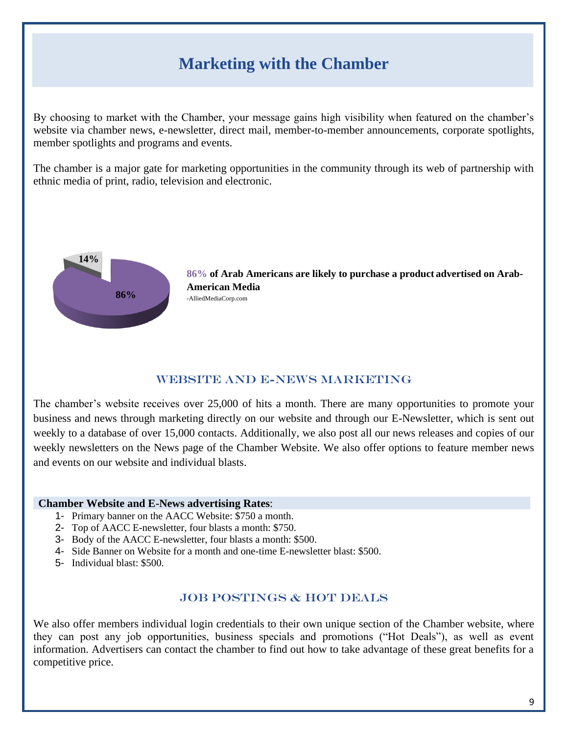# Marketing with the Chamber

By choosing to market with the Chamber, your message gains high visibility when featured on the chamber's website via chamber news, e-newsletter, direct mail, member-to-member announcements, corporate spotlights, member spotlights and programs and events.

The chamber is a major gate for marketing opportunities in the community through its web of partnership with ethnic media of print, radio, television and electronic.

14%

86%

**86% of Arab Americans are likely to purchase a product advertised on Arab-American Media**
-AlliedMediaCorp.com

## Website and E-News Marketing

The chamber's website receives over 25,000 of hits a month. There are many opportunities to promote your business and news through marketing directly on our website and through our E-Newsletter, which is sent out weekly to a database of over 15,000 contacts. Additionally, we also post all our news releases and copies of our weekly newsletters on the News page of the Chamber Website. We also offer options to feature member news and events on our website and individual blasts.

**Chamber Website and E-News advertising Rates**:

1- Primary banner on the AACC Website: $750 a month.
2- Top of AACC E-newsletter, four blasts a month: $750.
3- Body of the AACC E-newsletter, four blasts a month: $500.
4- Side Banner on Website for a month and one-time E-newsletter blast: $500.
5- Individual blast: $500.

## Job Postings & Hot Deals

We also offer members individual login credentials to their own unique section of the Chamber website, where they can post any job opportunities, business specials and promotions ("Hot Deals"), as well as event information. Advertisers can contact the chamber to find out how to take advantage of these great benefits for a competitive price.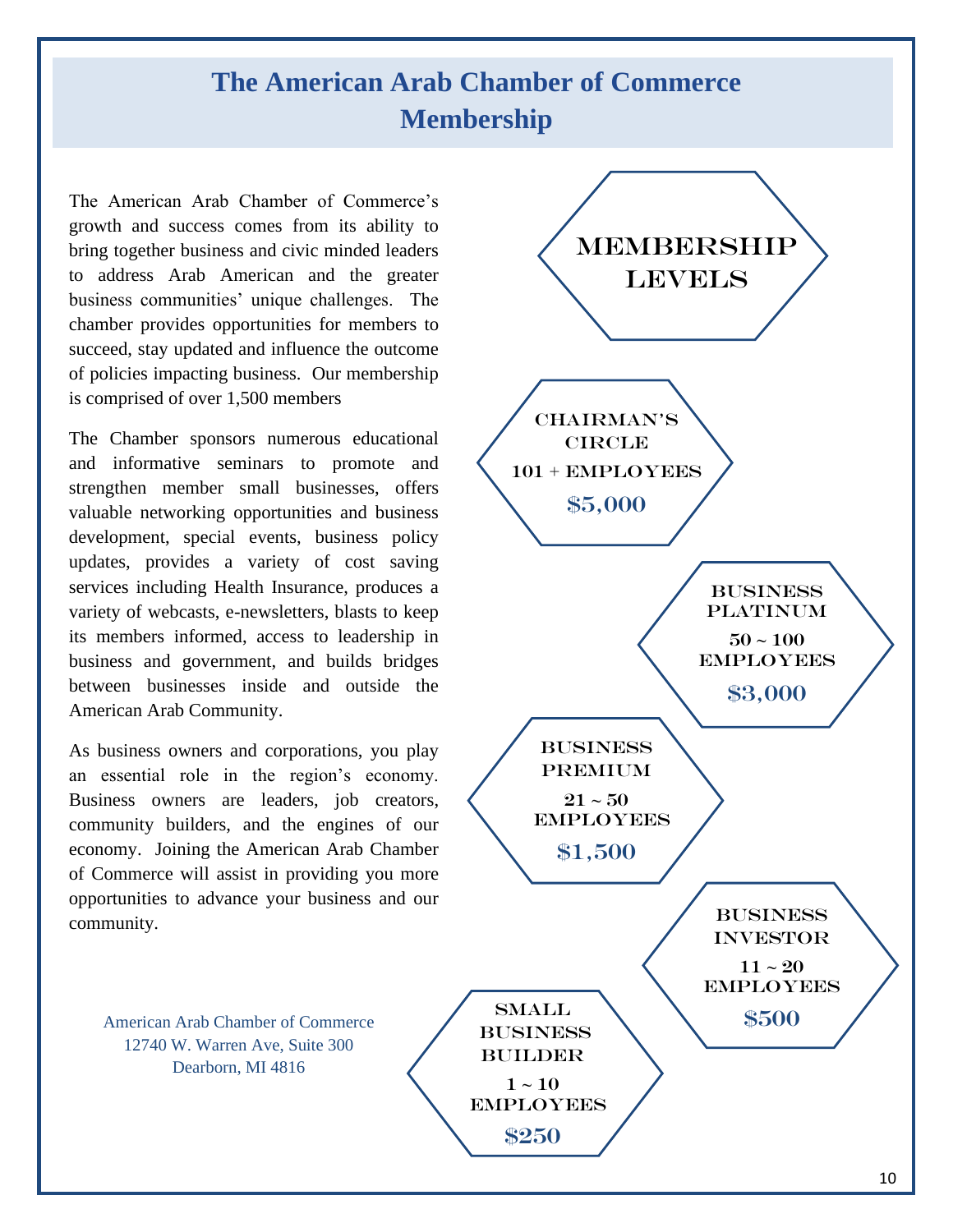# The American Arab Chamber of Commerce Membership

The American Arab Chamber of Commerce's growth and success comes from its ability to bring together business and civic minded leaders to address Arab American and the greater business communities' unique challenges. The chamber provides opportunities for members to succeed, stay updated and influence the outcome of policies impacting business. Our membership is comprised of over 1,500 members

The Chamber sponsors numerous educational and informative seminars to promote and strengthen member small businesses, offers valuable networking opportunities and business development, special events, business policy updates, provides a variety of cost saving services including Health Insurance, produces a variety of webcasts, e-newsletters, blasts to keep its members informed, access to leadership in business and government, and builds bridges between businesses inside and outside the American Arab Community.

As business owners and corporations, you play an essential role in the region's economy. Business owners are leaders, job creators, community builders, and the engines of our economy. Joining the American Arab Chamber of Commerce will assist in providing you more opportunities to advance your business and our community.

American Arab Chamber of Commerce
12740 W. Warren Ave, Suite 300
Dearborn, MI 4816

## MEMBERSHIP LEVELS

**CHAIRMAN'S CIRCLE**
101 + EMPLOYEES
**$5,000**

**BUSINESS PLATINUM**
50 ~ 100 EMPLOYEES
**$3,000**

**BUSINESS PREMIUM**
21 ~ 50 EMPLOYEES
**$1,500**

**BUSINESS INVESTOR**
11 ~ 20 EMPLOYEES
**$500**

**SMALL BUSINESS BUILDER**
1 ~ 10 EMPLOYEES
**$250**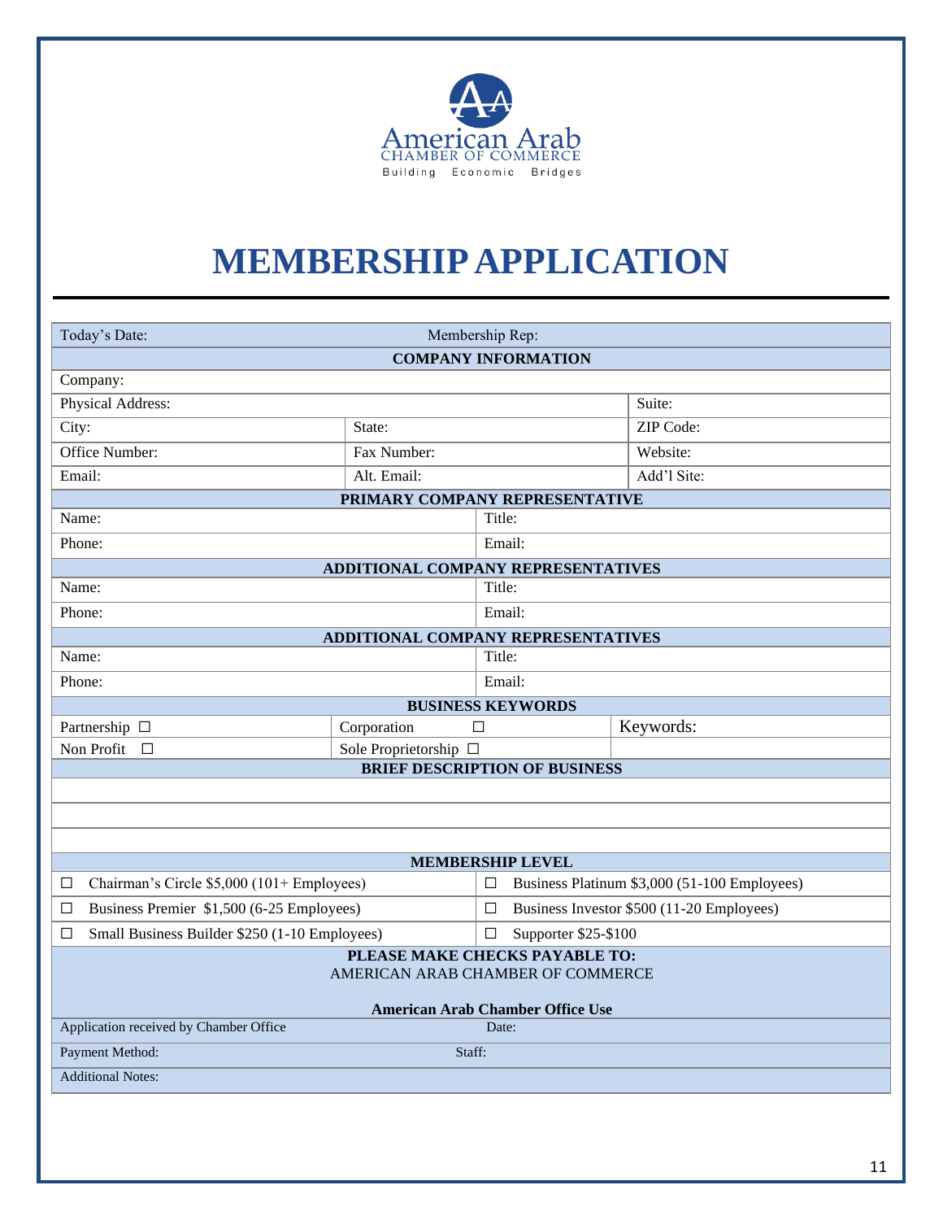American Arab
CHAMBER OF COMMERCE
Building Economic Bridges

# MEMBERSHIP APPLICATION

| | | | |
|---|---|---|---|
| Today's Date: | | Membership Rep: | |
| **COMPANY INFORMATION** | | | |
| Company: | | | |
| Physical Address: | | | Suite: |
| City: | State: | | ZIP Code: |
| Office Number: | Fax Number: | | Website: |
| Email: | Alt. Email: | | Add'l Site: |
| **PRIMARY COMPANY REPRESENTATIVE** | | | |
| Name: | | Title: | |
| Phone: | | Email: | |
| **ADDITIONAL COMPANY REPRESENTATIVES** | | | |
| Name: | | Title: | |
| Phone: | | Email: | |
| **ADDITIONAL COMPANY REPRESENTATIVES** | | | |
| Name: | | Title: | |
| Phone: | | Email: | |
| **BUSINESS KEYWORDS** | | | |
| Partnership ☐ | Corporation ☐ | | Keywords: |
| Non Profit ☐ | Sole Proprietorship ☐ | | |
| **BRIEF DESCRIPTION OF BUSINESS** | | | |
| | | | |
| | | | |
| | | | |
| **MEMBERSHIP LEVEL** | | | |
| ☐ Chairman's Circle $5,000 (101+ Employees) | | ☐ Business Platinum $3,000 (51-100 Employees) | |
| ☐ Business Premier $1,500 (6-25 Employees) | | ☐ Business Investor $500 (11-20 Employees) | |
| ☐ Small Business Builder $250 (1-10 Employees) | | ☐ Supporter $25-$100 | |
| **PLEASE MAKE CHECKS PAYABLE TO:** AMERICAN ARAB CHAMBER OF COMMERCE | | | |
| **American Arab Chamber Office Use** | | | |
| Application received by Chamber Office | | Date: | |
| Payment Method: | | Staff: | |
| Additional Notes: | | | |